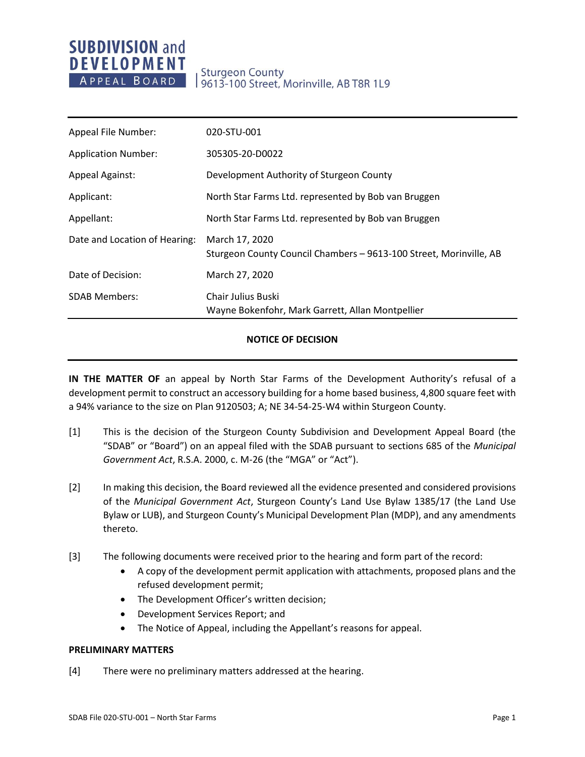**SUBDIVISION and DEVELOPMENT APPEAL BOARD**

Sturgeon County
9613-100 Street, Morinville, AB T8R 1L9

| | |
|---|---|
| Appeal File Number: | 020-STU-001 |
| Application Number: | 305305-20-D0022 |
| Appeal Against: | Development Authority of Sturgeon County |
| Applicant: | North Star Farms Ltd. represented by Bob van Bruggen |
| Appellant: | North Star Farms Ltd. represented by Bob van Bruggen |
| Date and Location of Hearing: | March 17, 2020<br>Sturgeon County Council Chambers – 9613-100 Street, Morinville, AB |
| Date of Decision: | March 27, 2020 |
| SDAB Members: | Chair Julius Buski<br>Wayne Bokenfohr, Mark Garrett, Allan Montpellier |

## NOTICE OF DECISION

**IN THE MATTER OF** an appeal by North Star Farms of the Development Authority's refusal of a development permit to construct an accessory building for a home based business, 4,800 square feet with a 94% variance to the size on Plan 9120503; A; NE 34-54-25-W4 within Sturgeon County.

[1] This is the decision of the Sturgeon County Subdivision and Development Appeal Board (the "SDAB" or "Board") on an appeal filed with the SDAB pursuant to sections 685 of the *Municipal Government Act*, R.S.A. 2000, c. M-26 (the "MGA" or "Act").

[2] In making this decision, the Board reviewed all the evidence presented and considered provisions of the *Municipal Government Act*, Sturgeon County's Land Use Bylaw 1385/17 (the Land Use Bylaw or LUB), and Sturgeon County's Municipal Development Plan (MDP), and any amendments thereto.

[3] The following documents were received prior to the hearing and form part of the record:

- A copy of the development permit application with attachments, proposed plans and the refused development permit;
- The Development Officer's written decision;
- Development Services Report; and
- The Notice of Appeal, including the Appellant's reasons for appeal.

**PRELIMINARY MATTERS**

[4] There were no preliminary matters addressed at the hearing.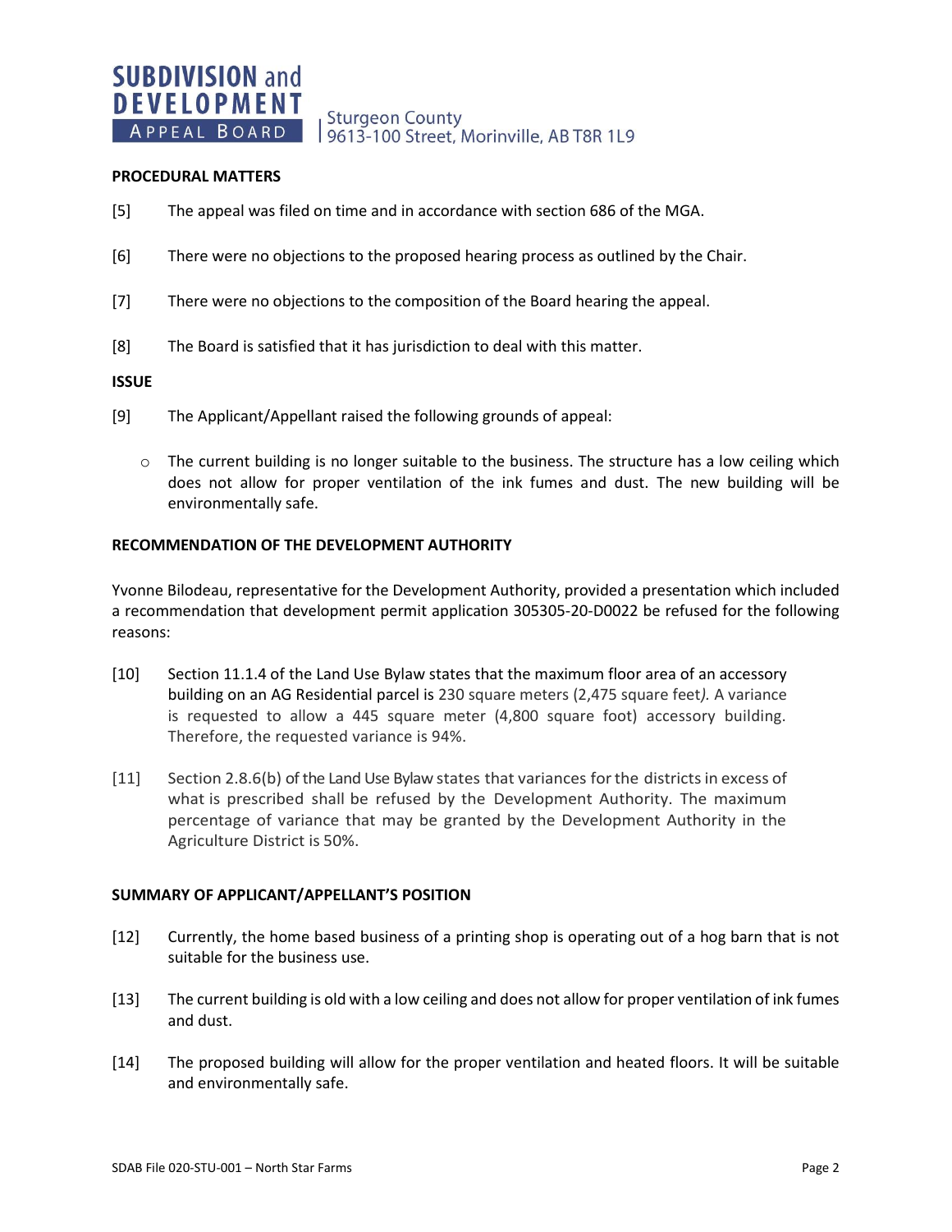## PROCEDURAL MATTERS

[5] The appeal was filed on time and in accordance with section 686 of the MGA.

[6] There were no objections to the proposed hearing process as outlined by the Chair.

[7] There were no objections to the composition of the Board hearing the appeal.

[8] The Board is satisfied that it has jurisdiction to deal with this matter.

## ISSUE

[9] The Applicant/Appellant raised the following grounds of appeal:

- The current building is no longer suitable to the business. The structure has a low ceiling which does not allow for proper ventilation of the ink fumes and dust. The new building will be environmentally safe.

## RECOMMENDATION OF THE DEVELOPMENT AUTHORITY

Yvonne Bilodeau, representative for the Development Authority, provided a presentation which included a recommendation that development permit application 305305-20-D0022 be refused for the following reasons:

[10] Section 11.1.4 of the Land Use Bylaw states that the maximum floor area of an accessory building on an AG Residential parcel is 230 square meters (2,475 square feet*).* A variance is requested to allow a 445 square meter (4,800 square foot) accessory building. Therefore, the requested variance is 94%.

[11] Section 2.8.6(b) of the Land Use Bylaw states that variances for the districts in excess of what is prescribed shall be refused by the Development Authority. The maximum percentage of variance that may be granted by the Development Authority in the Agriculture District is 50%.

## SUMMARY OF APPLICANT/APPELLANT'S POSITION

[12] Currently, the home based business of a printing shop is operating out of a hog barn that is not suitable for the business use.

[13] The current building is old with a low ceiling and does not allow for proper ventilation of ink fumes and dust.

[14] The proposed building will allow for the proper ventilation and heated floors. It will be suitable and environmentally safe.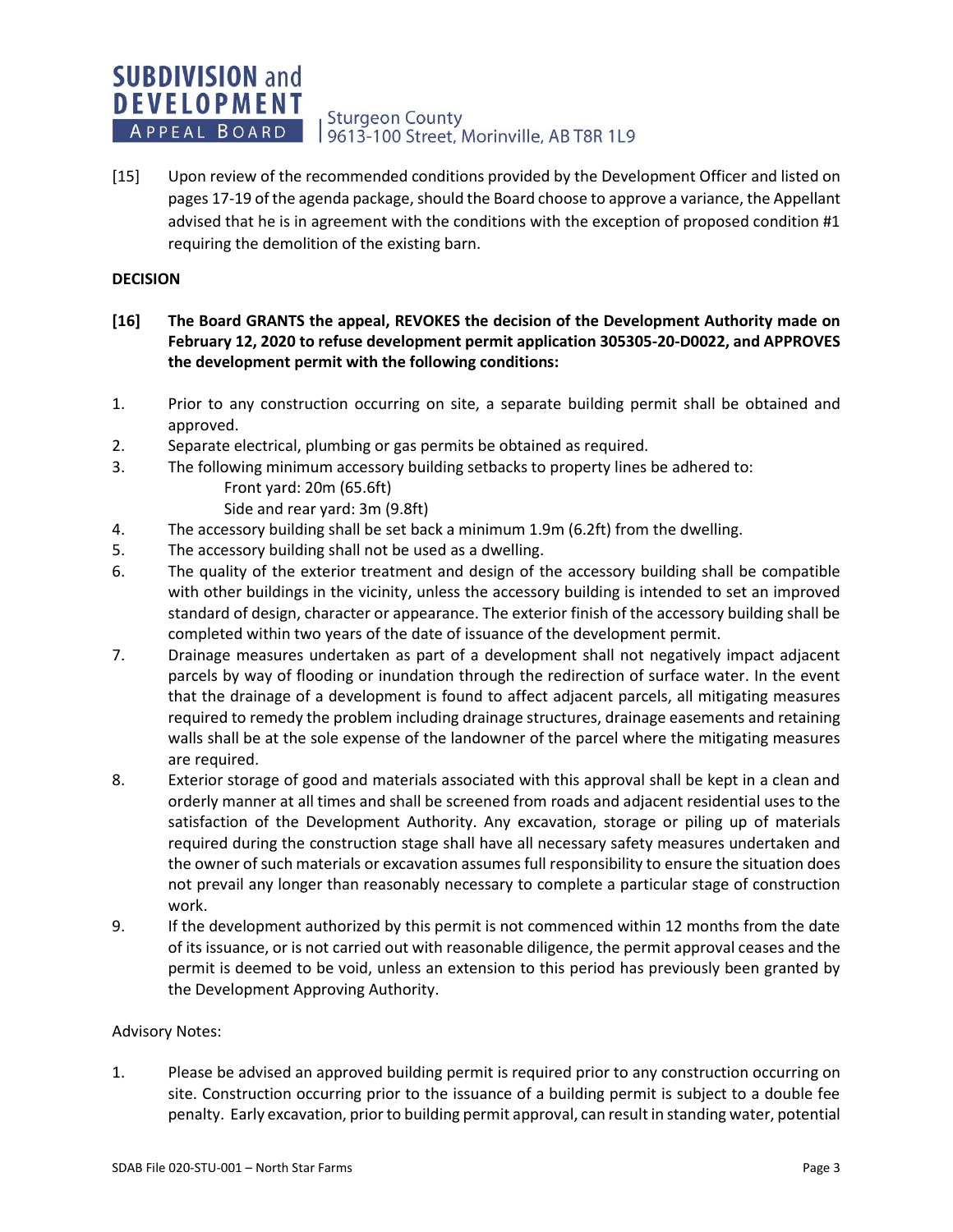[15] Upon review of the recommended conditions provided by the Development Officer and listed on pages 17-19 of the agenda package, should the Board choose to approve a variance, the Appellant advised that he is in agreement with the conditions with the exception of proposed condition #1 requiring the demolition of the existing barn.

**DECISION**

**[16] The Board GRANTS the appeal, REVOKES the decision of the Development Authority made on February 12, 2020 to refuse development permit application 305305-20-D0022, and APPROVES the development permit with the following conditions:**

1. Prior to any construction occurring on site, a separate building permit shall be obtained and approved.
2. Separate electrical, plumbing or gas permits be obtained as required.
3. The following minimum accessory building setbacks to property lines be adhered to:
   Front yard: 20m (65.6ft)
   Side and rear yard: 3m (9.8ft)
4. The accessory building shall be set back a minimum 1.9m (6.2ft) from the dwelling.
5. The accessory building shall not be used as a dwelling.
6. The quality of the exterior treatment and design of the accessory building shall be compatible with other buildings in the vicinity, unless the accessory building is intended to set an improved standard of design, character or appearance. The exterior finish of the accessory building shall be completed within two years of the date of issuance of the development permit.
7. Drainage measures undertaken as part of a development shall not negatively impact adjacent parcels by way of flooding or inundation through the redirection of surface water. In the event that the drainage of a development is found to affect adjacent parcels, all mitigating measures required to remedy the problem including drainage structures, drainage easements and retaining walls shall be at the sole expense of the landowner of the parcel where the mitigating measures are required.
8. Exterior storage of good and materials associated with this approval shall be kept in a clean and orderly manner at all times and shall be screened from roads and adjacent residential uses to the satisfaction of the Development Authority. Any excavation, storage or piling up of materials required during the construction stage shall have all necessary safety measures undertaken and the owner of such materials or excavation assumes full responsibility to ensure the situation does not prevail any longer than reasonably necessary to complete a particular stage of construction work.
9. If the development authorized by this permit is not commenced within 12 months from the date of its issuance, or is not carried out with reasonable diligence, the permit approval ceases and the permit is deemed to be void, unless an extension to this period has previously been granted by the Development Approving Authority.

Advisory Notes:

1. Please be advised an approved building permit is required prior to any construction occurring on site. Construction occurring prior to the issuance of a building permit is subject to a double fee penalty. Early excavation, prior to building permit approval, can result in standing water, potential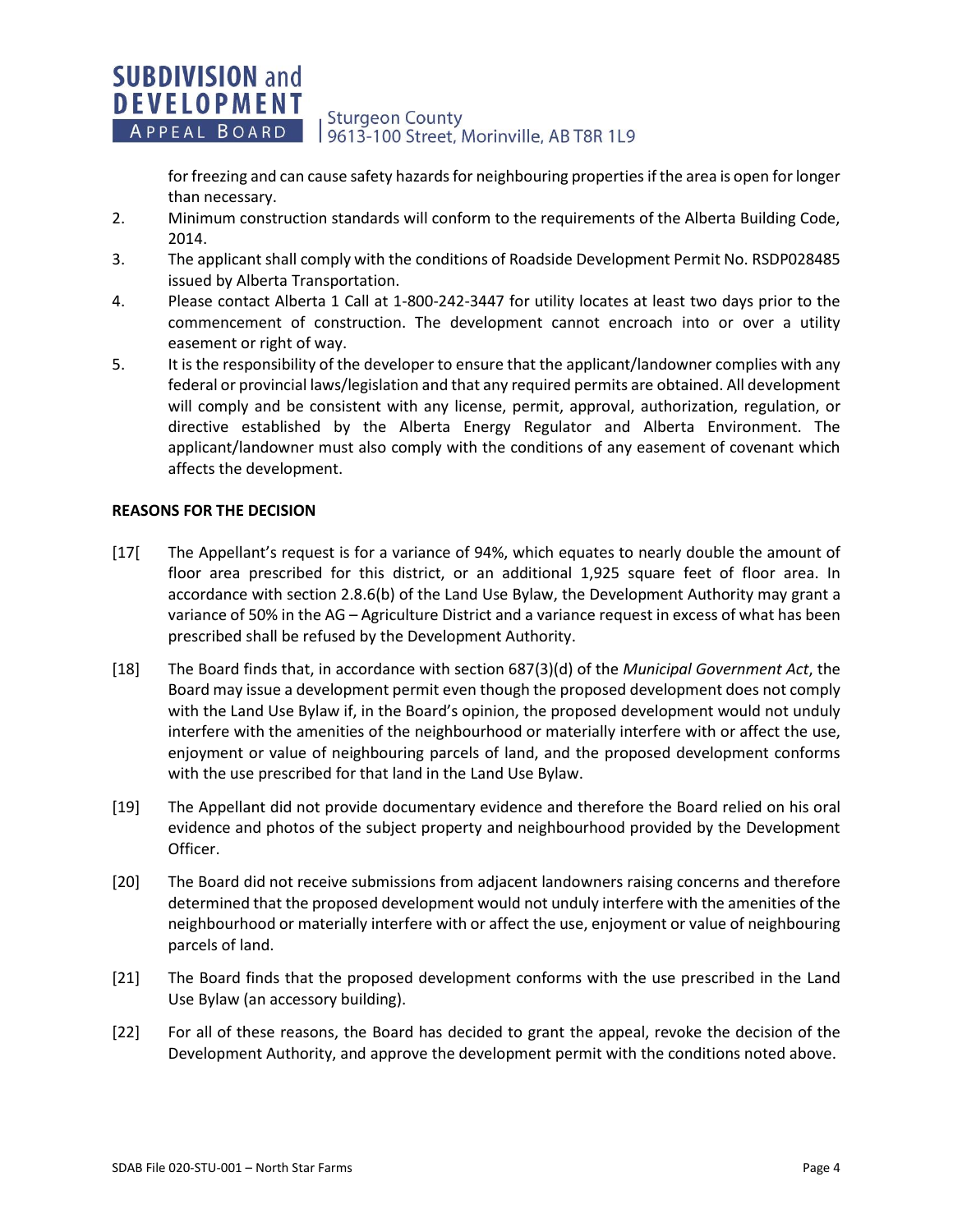for freezing and can cause safety hazards for neighbouring properties if the area is open for longer than necessary.

2. Minimum construction standards will conform to the requirements of the Alberta Building Code, 2014.
3. The applicant shall comply with the conditions of Roadside Development Permit No. RSDP028485 issued by Alberta Transportation.
4. Please contact Alberta 1 Call at 1-800-242-3447 for utility locates at least two days prior to the commencement of construction. The development cannot encroach into or over a utility easement or right of way.
5. It is the responsibility of the developer to ensure that the applicant/landowner complies with any federal or provincial laws/legislation and that any required permits are obtained. All development will comply and be consistent with any license, permit, approval, authorization, regulation, or directive established by the Alberta Energy Regulator and Alberta Environment. The applicant/landowner must also comply with the conditions of any easement of covenant which affects the development.

**REASONS FOR THE DECISION**

[17[ The Appellant's request is for a variance of 94%, which equates to nearly double the amount of floor area prescribed for this district, or an additional 1,925 square feet of floor area. In accordance with section 2.8.6(b) of the Land Use Bylaw, the Development Authority may grant a variance of 50% in the AG – Agriculture District and a variance request in excess of what has been prescribed shall be refused by the Development Authority.

[18] The Board finds that, in accordance with section 687(3)(d) of the *Municipal Government Act*, the Board may issue a development permit even though the proposed development does not comply with the Land Use Bylaw if, in the Board's opinion, the proposed development would not unduly interfere with the amenities of the neighbourhood or materially interfere with or affect the use, enjoyment or value of neighbouring parcels of land, and the proposed development conforms with the use prescribed for that land in the Land Use Bylaw.

[19] The Appellant did not provide documentary evidence and therefore the Board relied on his oral evidence and photos of the subject property and neighbourhood provided by the Development Officer.

[20] The Board did not receive submissions from adjacent landowners raising concerns and therefore determined that the proposed development would not unduly interfere with the amenities of the neighbourhood or materially interfere with or affect the use, enjoyment or value of neighbouring parcels of land.

[21] The Board finds that the proposed development conforms with the use prescribed in the Land Use Bylaw (an accessory building).

[22] For all of these reasons, the Board has decided to grant the appeal, revoke the decision of the Development Authority, and approve the development permit with the conditions noted above.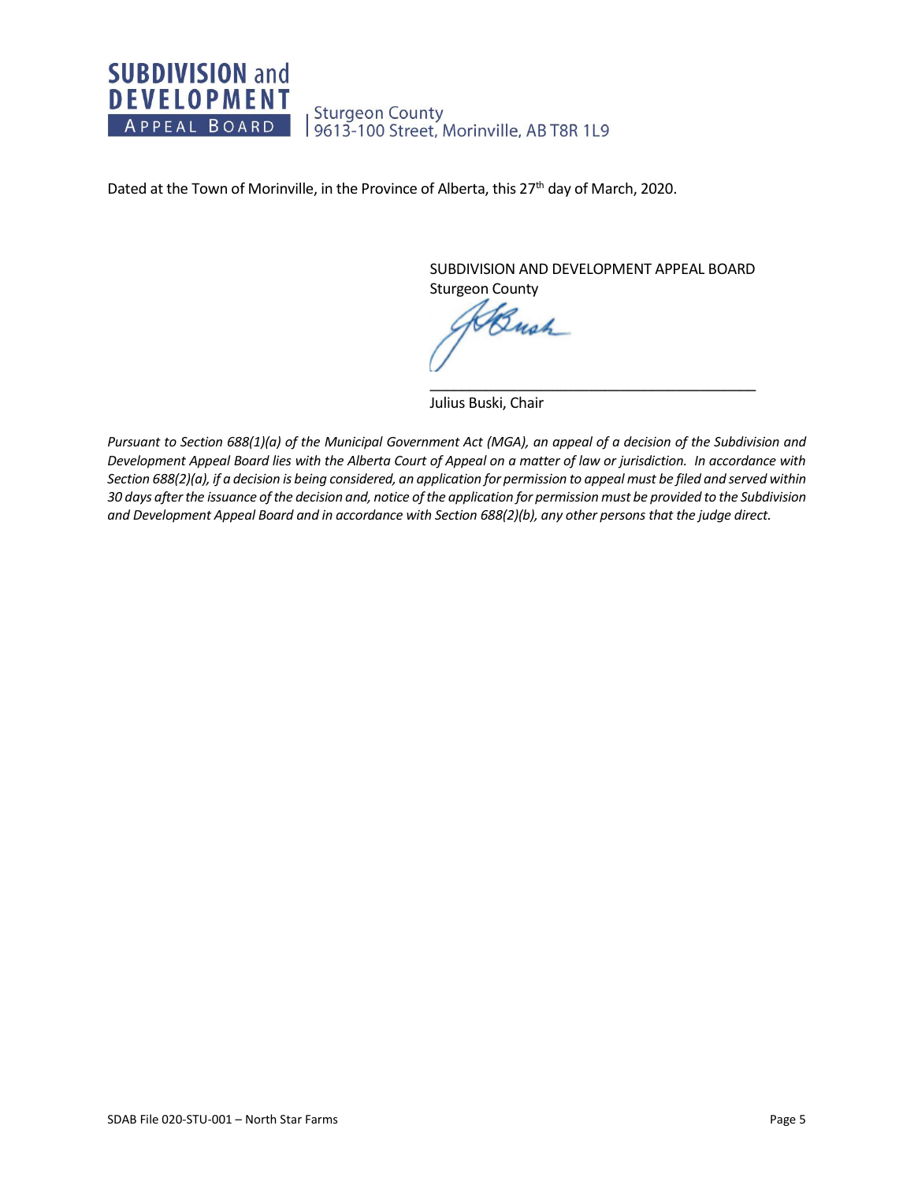Dated at the Town of Morinville, in the Province of Alberta, this 27th day of March, 2020.

SUBDIVISION AND DEVELOPMENT APPEAL BOARD
Sturgeon County

\_\_\_\_\_\_\_\_\_\_\_\_\_\_\_\_\_\_\_\_\_\_\_\_\_\_\_\_\_\_\_\_\_\_\_\_\_\_\_\_\_\_

Julius Buski, Chair

*Pursuant to Section 688(1)(a) of the Municipal Government Act (MGA), an appeal of a decision of the Subdivision and Development Appeal Board lies with the Alberta Court of Appeal on a matter of law or jurisdiction. In accordance with Section 688(2)(a), if a decision is being considered, an application for permission to appeal must be filed and served within 30 days after the issuance of the decision and, notice of the application for permission must be provided to the Subdivision and Development Appeal Board and in accordance with Section 688(2)(b), any other persons that the judge direct.*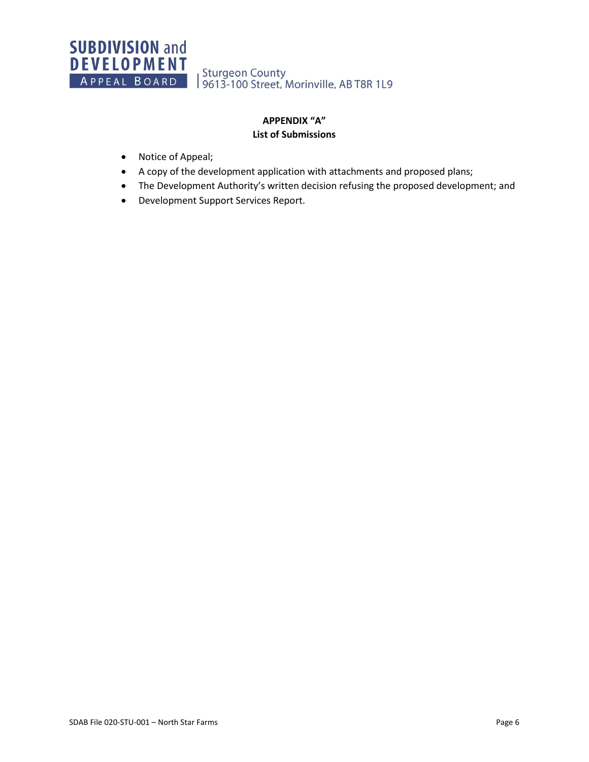**APPENDIX "A"**
**List of Submissions**

- Notice of Appeal;
- A copy of the development application with attachments and proposed plans;
- The Development Authority's written decision refusing the proposed development; and
- Development Support Services Report.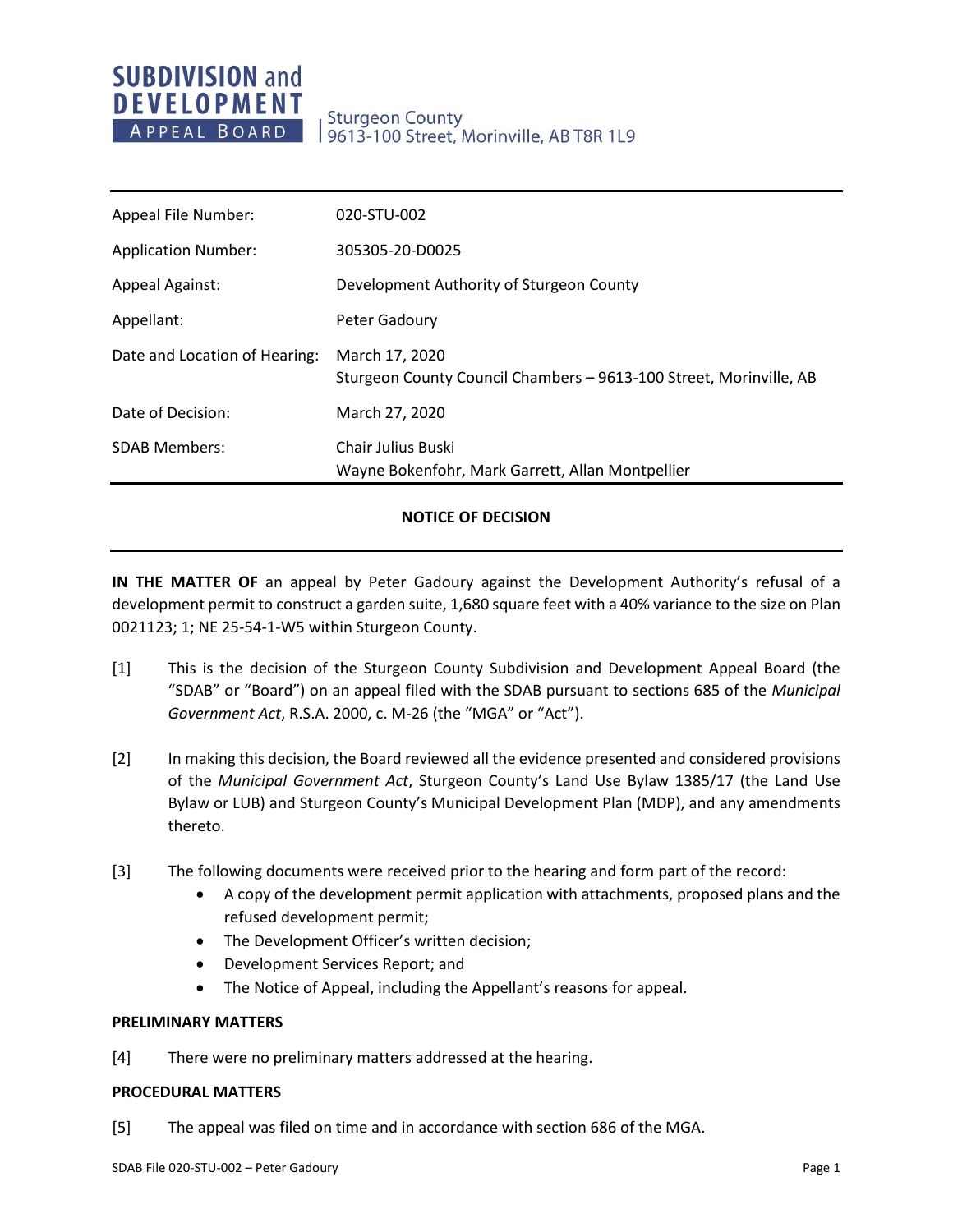**SUBDIVISION and DEVELOPMENT APPEAL BOARD**

Sturgeon County
9613-100 Street, Morinville, AB T8R 1L9

| | |
|---|---|
| Appeal File Number: | 020-STU-002 |
| Application Number: | 305305-20-D0025 |
| Appeal Against: | Development Authority of Sturgeon County |
| Appellant: | Peter Gadoury |
| Date and Location of Hearing: | March 17, 2020<br>Sturgeon County Council Chambers – 9613-100 Street, Morinville, AB |
| Date of Decision: | March 27, 2020 |
| SDAB Members: | Chair Julius Buski<br>Wayne Bokenfohr, Mark Garrett, Allan Montpellier |

**NOTICE OF DECISION**

**IN THE MATTER OF** an appeal by Peter Gadoury against the Development Authority's refusal of a development permit to construct a garden suite, 1,680 square feet with a 40% variance to the size on Plan 0021123; 1; NE 25-54-1-W5 within Sturgeon County.

[1] This is the decision of the Sturgeon County Subdivision and Development Appeal Board (the "SDAB" or "Board") on an appeal filed with the SDAB pursuant to sections 685 of the *Municipal Government Act*, R.S.A. 2000, c. M-26 (the "MGA" or "Act").

[2] In making this decision, the Board reviewed all the evidence presented and considered provisions of the *Municipal Government Act*, Sturgeon County's Land Use Bylaw 1385/17 (the Land Use Bylaw or LUB) and Sturgeon County's Municipal Development Plan (MDP), and any amendments thereto.

[3] The following documents were received prior to the hearing and form part of the record:

- A copy of the development permit application with attachments, proposed plans and the refused development permit;
- The Development Officer's written decision;
- Development Services Report; and
- The Notice of Appeal, including the Appellant's reasons for appeal.

**PRELIMINARY MATTERS**

[4] There were no preliminary matters addressed at the hearing.

**PROCEDURAL MATTERS**

[5] The appeal was filed on time and in accordance with section 686 of the MGA.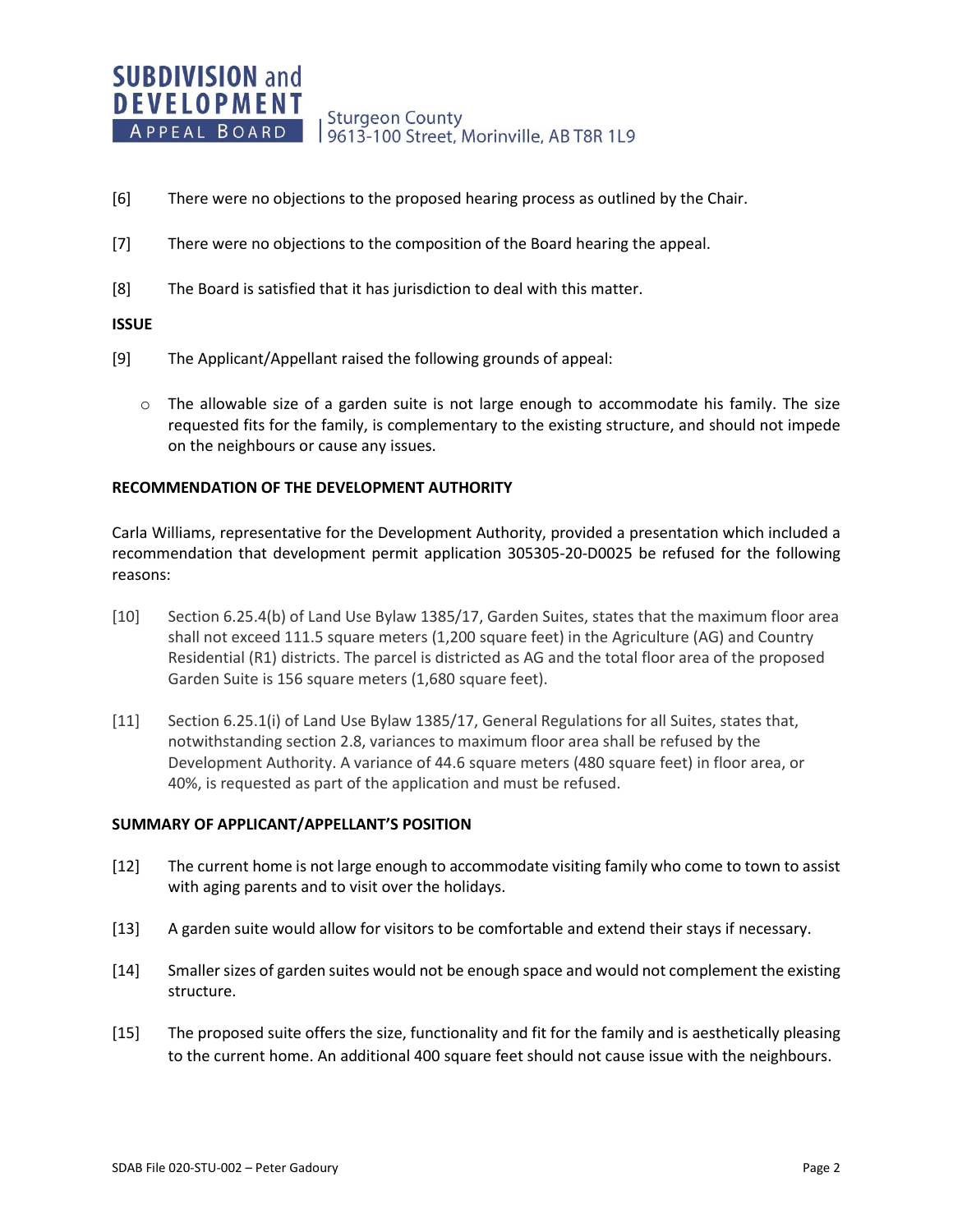[6] There were no objections to the proposed hearing process as outlined by the Chair.

[7] There were no objections to the composition of the Board hearing the appeal.

[8] The Board is satisfied that it has jurisdiction to deal with this matter.

**ISSUE**

[9] The Applicant/Appellant raised the following grounds of appeal:

- The allowable size of a garden suite is not large enough to accommodate his family. The size requested fits for the family, is complementary to the existing structure, and should not impede on the neighbours or cause any issues.

**RECOMMENDATION OF THE DEVELOPMENT AUTHORITY**

Carla Williams, representative for the Development Authority, provided a presentation which included a recommendation that development permit application 305305-20-D0025 be refused for the following reasons:

[10] Section 6.25.4(b) of Land Use Bylaw 1385/17, Garden Suites, states that the maximum floor area shall not exceed 111.5 square meters (1,200 square feet) in the Agriculture (AG) and Country Residential (R1) districts. The parcel is districted as AG and the total floor area of the proposed Garden Suite is 156 square meters (1,680 square feet).

[11] Section 6.25.1(i) of Land Use Bylaw 1385/17, General Regulations for all Suites, states that, notwithstanding section 2.8, variances to maximum floor area shall be refused by the Development Authority. A variance of 44.6 square meters (480 square feet) in floor area, or 40%, is requested as part of the application and must be refused.

**SUMMARY OF APPLICANT/APPELLANT'S POSITION**

[12] The current home is not large enough to accommodate visiting family who come to town to assist with aging parents and to visit over the holidays.

[13] A garden suite would allow for visitors to be comfortable and extend their stays if necessary.

[14] Smaller sizes of garden suites would not be enough space and would not complement the existing structure.

[15] The proposed suite offers the size, functionality and fit for the family and is aesthetically pleasing to the current home. An additional 400 square feet should not cause issue with the neighbours.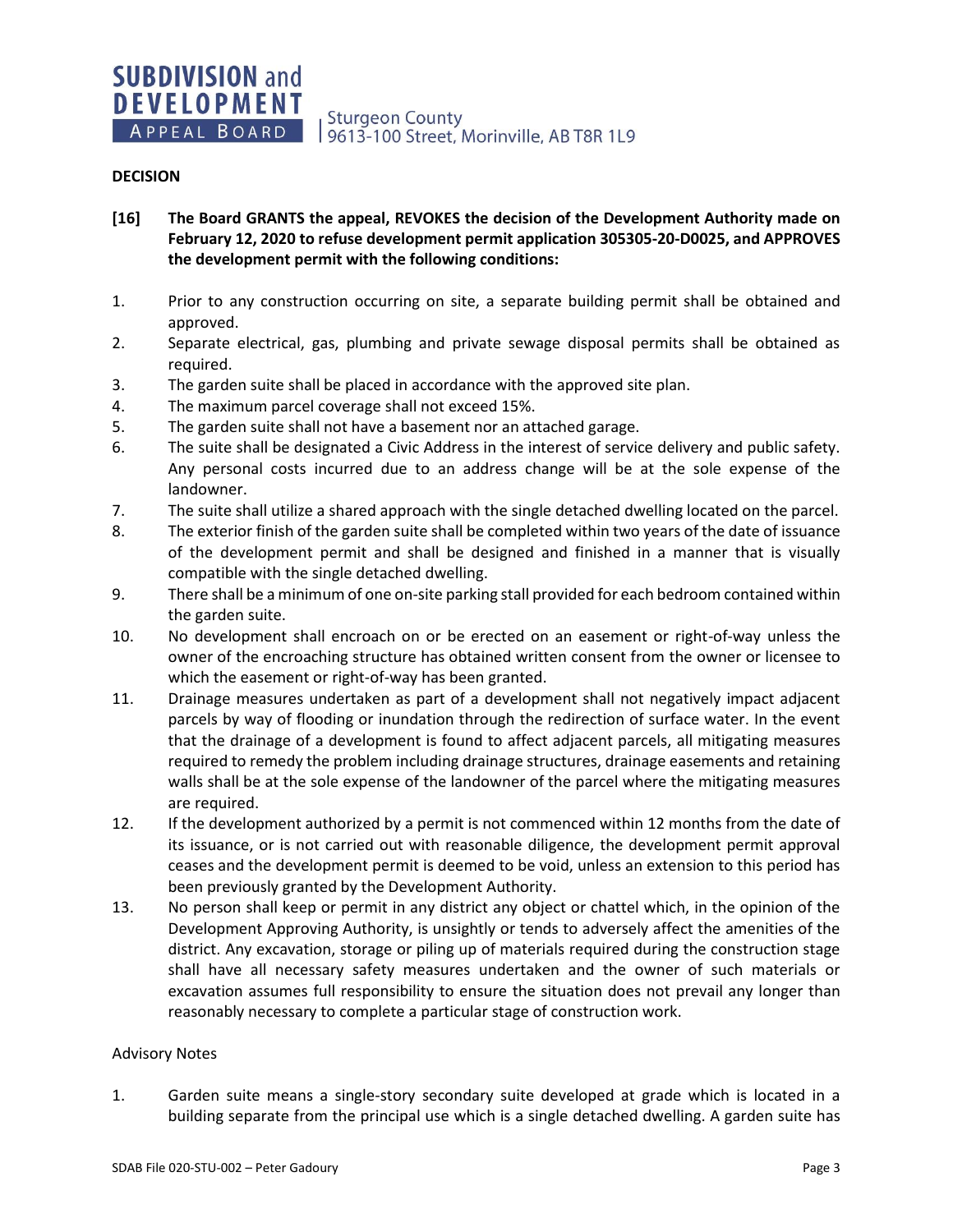## DECISION

**[16] The Board GRANTS the appeal, REVOKES the decision of the Development Authority made on February 12, 2020 to refuse development permit application 305305-20-D0025, and APPROVES the development permit with the following conditions:**

1. Prior to any construction occurring on site, a separate building permit shall be obtained and approved.
2. Separate electrical, gas, plumbing and private sewage disposal permits shall be obtained as required.
3. The garden suite shall be placed in accordance with the approved site plan.
4. The maximum parcel coverage shall not exceed 15%.
5. The garden suite shall not have a basement nor an attached garage.
6. The suite shall be designated a Civic Address in the interest of service delivery and public safety. Any personal costs incurred due to an address change will be at the sole expense of the landowner.
7. The suite shall utilize a shared approach with the single detached dwelling located on the parcel.
8. The exterior finish of the garden suite shall be completed within two years of the date of issuance of the development permit and shall be designed and finished in a manner that is visually compatible with the single detached dwelling.
9. There shall be a minimum of one on-site parking stall provided for each bedroom contained within the garden suite.
10. No development shall encroach on or be erected on an easement or right-of-way unless the owner of the encroaching structure has obtained written consent from the owner or licensee to which the easement or right-of-way has been granted.
11. Drainage measures undertaken as part of a development shall not negatively impact adjacent parcels by way of flooding or inundation through the redirection of surface water. In the event that the drainage of a development is found to affect adjacent parcels, all mitigating measures required to remedy the problem including drainage structures, drainage easements and retaining walls shall be at the sole expense of the landowner of the parcel where the mitigating measures are required.
12. If the development authorized by a permit is not commenced within 12 months from the date of its issuance, or is not carried out with reasonable diligence, the development permit approval ceases and the development permit is deemed to be void, unless an extension to this period has been previously granted by the Development Authority.
13. No person shall keep or permit in any district any object or chattel which, in the opinion of the Development Approving Authority, is unsightly or tends to adversely affect the amenities of the district. Any excavation, storage or piling up of materials required during the construction stage shall have all necessary safety measures undertaken and the owner of such materials or excavation assumes full responsibility to ensure the situation does not prevail any longer than reasonably necessary to complete a particular stage of construction work.

Advisory Notes

1. Garden suite means a single-story secondary suite developed at grade which is located in a building separate from the principal use which is a single detached dwelling. A garden suite has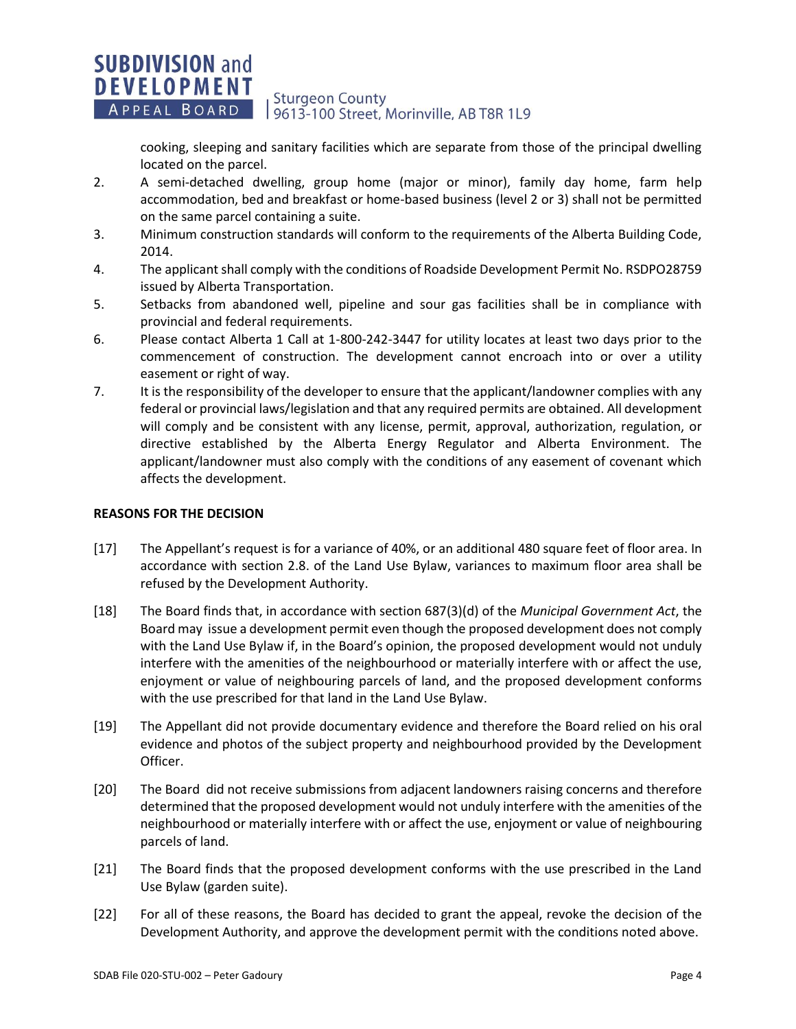cooking, sleeping and sanitary facilities which are separate from those of the principal dwelling located on the parcel.

2. A semi-detached dwelling, group home (major or minor), family day home, farm help accommodation, bed and breakfast or home-based business (level 2 or 3) shall not be permitted on the same parcel containing a suite.
3. Minimum construction standards will conform to the requirements of the Alberta Building Code, 2014.
4. The applicant shall comply with the conditions of Roadside Development Permit No. RSDPO28759 issued by Alberta Transportation.
5. Setbacks from abandoned well, pipeline and sour gas facilities shall be in compliance with provincial and federal requirements.
6. Please contact Alberta 1 Call at 1-800-242-3447 for utility locates at least two days prior to the commencement of construction. The development cannot encroach into or over a utility easement or right of way.
7. It is the responsibility of the developer to ensure that the applicant/landowner complies with any federal or provincial laws/legislation and that any required permits are obtained. All development will comply and be consistent with any license, permit, approval, authorization, regulation, or directive established by the Alberta Energy Regulator and Alberta Environment. The applicant/landowner must also comply with the conditions of any easement of covenant which affects the development.

**REASONS FOR THE DECISION**

[17] The Appellant's request is for a variance of 40%, or an additional 480 square feet of floor area. In accordance with section 2.8. of the Land Use Bylaw, variances to maximum floor area shall be refused by the Development Authority.

[18] The Board finds that, in accordance with section 687(3)(d) of the *Municipal Government Act*, the Board may issue a development permit even though the proposed development does not comply with the Land Use Bylaw if, in the Board's opinion, the proposed development would not unduly interfere with the amenities of the neighbourhood or materially interfere with or affect the use, enjoyment or value of neighbouring parcels of land, and the proposed development conforms with the use prescribed for that land in the Land Use Bylaw.

[19] The Appellant did not provide documentary evidence and therefore the Board relied on his oral evidence and photos of the subject property and neighbourhood provided by the Development Officer.

[20] The Board did not receive submissions from adjacent landowners raising concerns and therefore determined that the proposed development would not unduly interfere with the amenities of the neighbourhood or materially interfere with or affect the use, enjoyment or value of neighbouring parcels of land.

[21] The Board finds that the proposed development conforms with the use prescribed in the Land Use Bylaw (garden suite).

[22] For all of these reasons, the Board has decided to grant the appeal, revoke the decision of the Development Authority, and approve the development permit with the conditions noted above.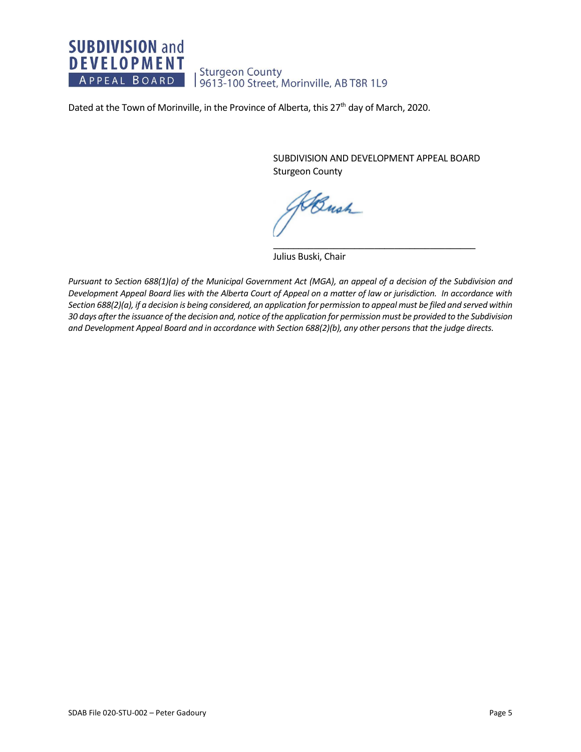Dated at the Town of Morinville, in the Province of Alberta, this 27th day of March, 2020.

SUBDIVISION AND DEVELOPMENT APPEAL BOARD
Sturgeon County

\_\_\_\_\_\_\_\_\_\_\_\_\_\_\_\_\_\_\_\_\_\_\_\_\_\_\_\_\_\_\_\_\_\_\_\_\_\_\_\_

Julius Buski, Chair

*Pursuant to Section 688(1)(a) of the Municipal Government Act (MGA), an appeal of a decision of the Subdivision and Development Appeal Board lies with the Alberta Court of Appeal on a matter of law or jurisdiction. In accordance with Section 688(2)(a), if a decision is being considered, an application for permission to appeal must be filed and served within 30 days after the issuance of the decision and, notice of the application for permission must be provided to the Subdivision and Development Appeal Board and in accordance with Section 688(2)(b), any other persons that the judge directs.*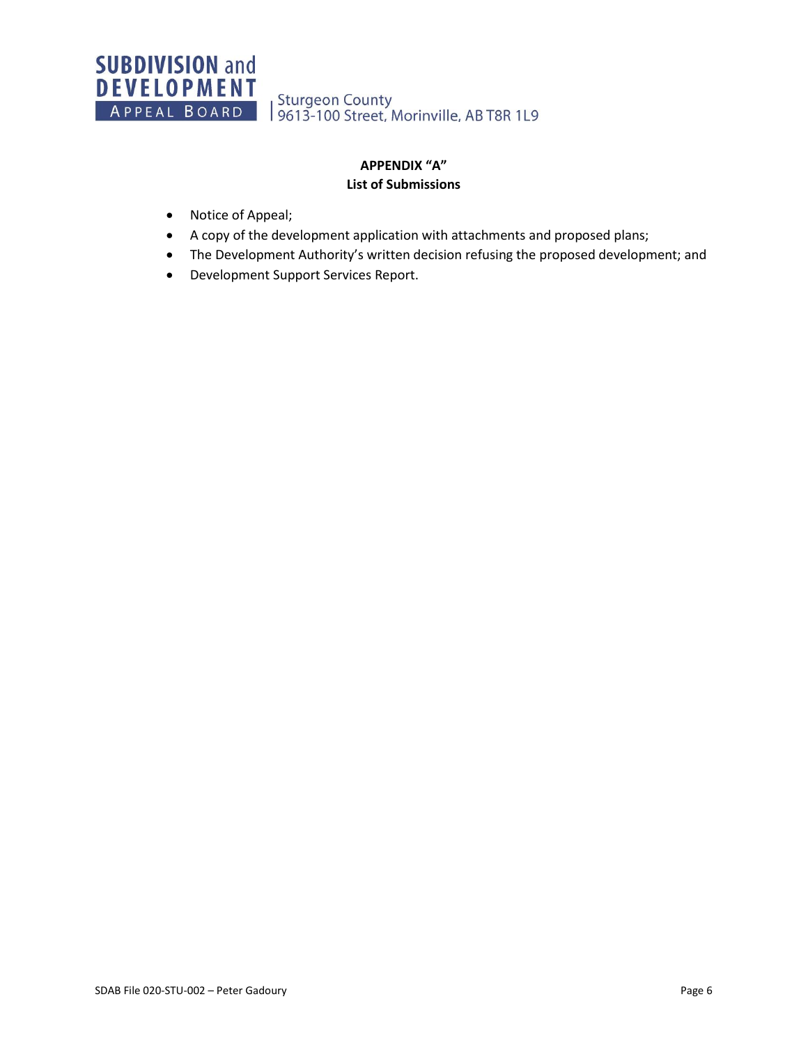**APPENDIX "A"**
**List of Submissions**

- Notice of Appeal;
- A copy of the development application with attachments and proposed plans;
- The Development Authority's written decision refusing the proposed development; and
- Development Support Services Report.